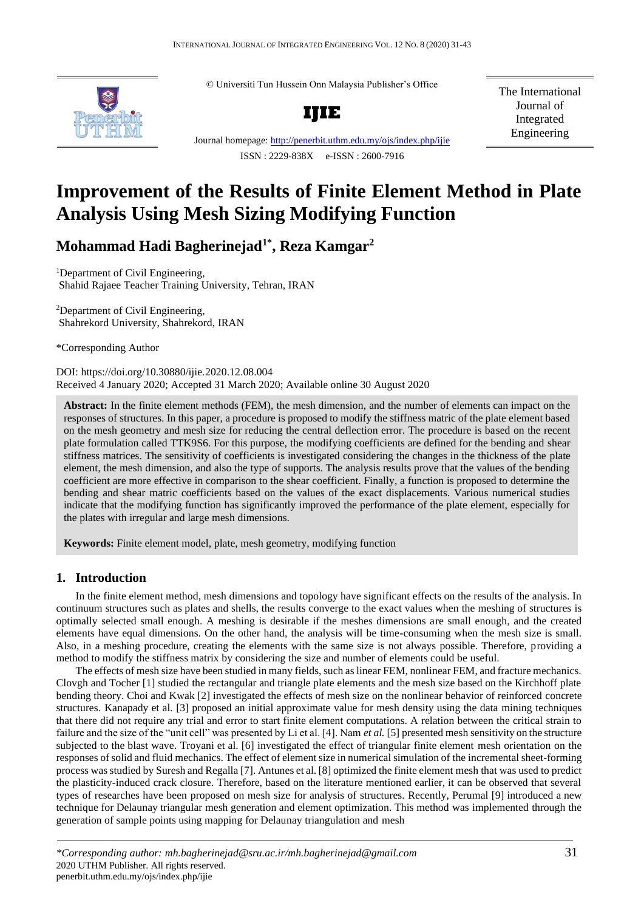© Universiti Tun Hussein Onn Malaysia Publisher's Office

**IJIE**

Journal homepage: http://penerbit.uthm.edu.my/ojs/index.php/ijie

ISSN : 2229-838X e-ISSN : 2600-7916

The International Journal of Integrated Engineering

# Improvement of the Results of Finite Element Method in Plate Analysis Using Mesh Sizing Modifying Function

## Mohammad Hadi Bagherinejad[1*], Reza Kamgar[2]

[1]Department of Civil Engineering, Shahid Rajaee Teacher Training University, Tehran, IRAN

[2]Department of Civil Engineering, Shahrekord University, Shahrekord, IRAN

*Corresponding Author

DOI: https://doi.org/10.30880/ijie.2020.12.08.004
Received 4 January 2020; Accepted 31 March 2020; Available online 30 August 2020

**Abstract:** In the finite element methods (FEM), the mesh dimension, and the number of elements can impact on the responses of structures. In this paper, a procedure is proposed to modify the stiffness matric of the plate element based on the mesh geometry and mesh size for reducing the central deflection error. The procedure is based on the recent plate formulation called TTK9S6. For this purpose, the modifying coefficients are defined for the bending and shear stiffness matrices. The sensitivity of coefficients is investigated considering the changes in the thickness of the plate element, the mesh dimension, and also the type of supports. The analysis results prove that the values of the bending coefficient are more effective in comparison to the shear coefficient. Finally, a function is proposed to determine the bending and shear matric coefficients based on the values of the exact displacements. Various numerical studies indicate that the modifying function has significantly improved the performance of the plate element, especially for the plates with irregular and large mesh dimensions.

**Keywords:** Finite element model, plate, mesh geometry, modifying function

## 1. Introduction

In the finite element method, mesh dimensions and topology have significant effects on the results of the analysis. In continuum structures such as plates and shells, the results converge to the exact values when the meshing of structures is optimally selected small enough. A meshing is desirable if the meshes dimensions are small enough, and the created elements have equal dimensions. On the other hand, the analysis will be time-consuming when the mesh size is small. Also, in a meshing procedure, creating the elements with the same size is not always possible. Therefore, providing a method to modify the stiffness matrix by considering the size and number of elements could be useful.

The effects of mesh size have been studied in many fields, such as linear FEM, nonlinear FEM, and fracture mechanics. Clovgh and Tocher [1] studied the rectangular and triangle plate elements and the mesh size based on the Kirchhoff plate bending theory. Choi and Kwak [2] investigated the effects of mesh size on the nonlinear behavior of reinforced concrete structures. Kanapady et al. [3] proposed an initial approximate value for mesh density using the data mining techniques that there did not require any trial and error to start finite element computations. A relation between the critical strain to failure and the size of the "unit cell" was presented by Li et al. [4]. Nam *et al.* [5] presented mesh sensitivity on the structure subjected to the blast wave. Troyani et al. [6] investigated the effect of triangular finite element mesh orientation on the responses of solid and fluid mechanics. The effect of element size in numerical simulation of the incremental sheet-forming process was studied by Suresh and Regalla [7]. Antunes et al. [8] optimized the finite element mesh that was used to predict the plasticity-induced crack closure. Therefore, based on the literature mentioned earlier, it can be observed that several types of researches have been proposed on mesh size for analysis of structures. Recently, Perumal [9] introduced a new technique for Delaunay triangular mesh generation and element optimization. This method was implemented through the generation of sample points using mapping for Delaunay triangulation and mesh

*\*Corresponding author: mh.bagherinejad@sru.ac.ir/mh.bagherinejad@gmail.com*
2020 UTHM Publisher. All rights reserved.
penerbit.uthm.edu.my/ojs/index.php/ijie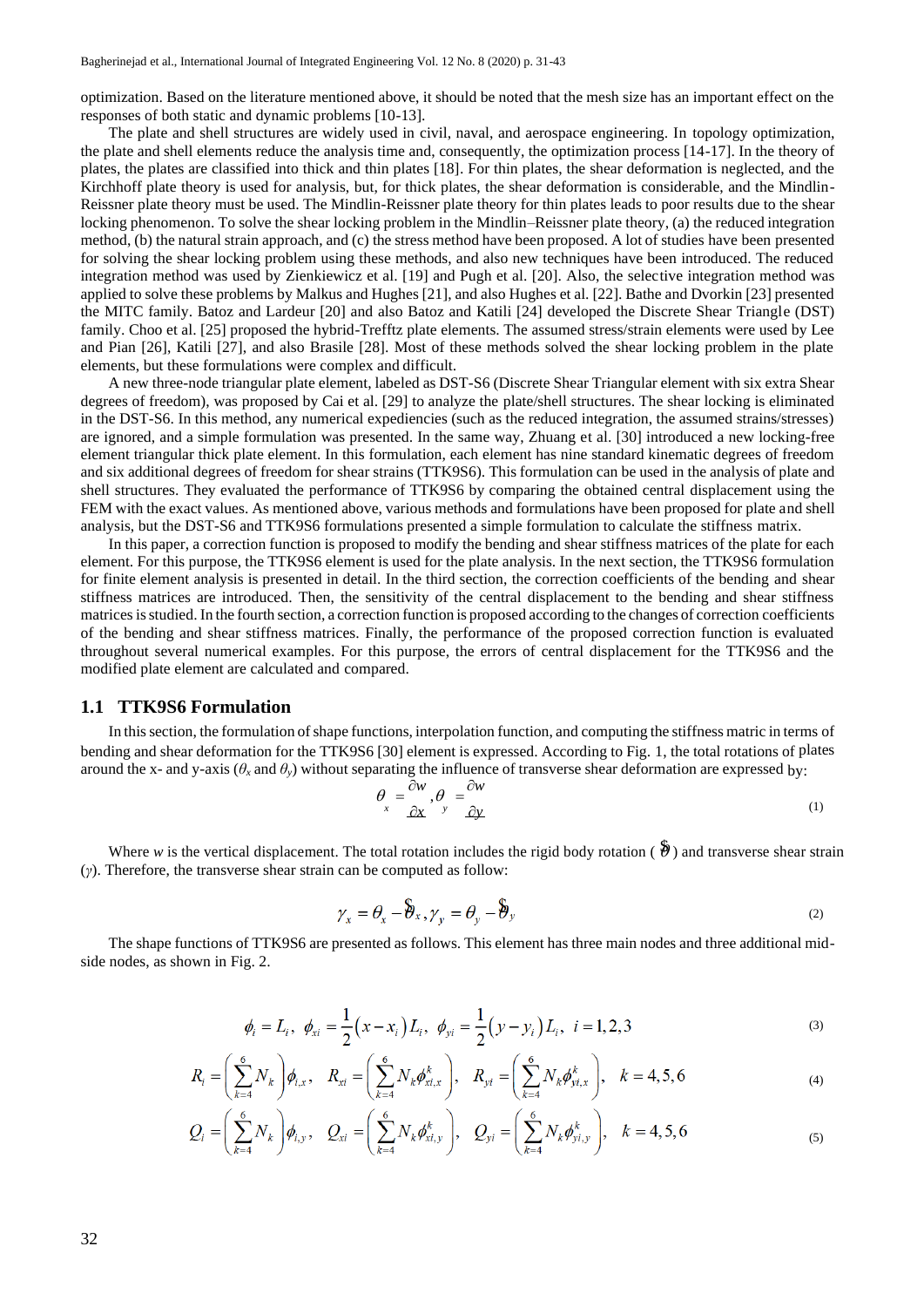optimization. Based on the literature mentioned above, it should be noted that the mesh size has an important effect on the responses of both static and dynamic problems [10-13].

The plate and shell structures are widely used in civil, naval, and aerospace engineering. In topology optimization, the plate and shell elements reduce the analysis time and, consequently, the optimization process [14-17]. In the theory of plates, the plates are classified into thick and thin plates [18]. For thin plates, the shear deformation is neglected, and the Kirchhoff plate theory is used for analysis, but, for thick plates, the shear deformation is considerable, and the Mindlin-Reissner plate theory must be used. The Mindlin-Reissner plate theory for thin plates leads to poor results due to the shear locking phenomenon. To solve the shear locking problem in the Mindlin–Reissner plate theory, (a) the reduced integration method, (b) the natural strain approach, and (c) the stress method have been proposed. A lot of studies have been presented for solving the shear locking problem using these methods, and also new techniques have been introduced. The reduced integration method was used by Zienkiewicz et al. [19] and Pugh et al. [20]. Also, the selective integration method was applied to solve these problems by Malkus and Hughes [21], and also Hughes et al. [22]. Bathe and Dvorkin [23] presented the MITC family. Batoz and Lardeur [20] and also Batoz and Katili [24] developed the Discrete Shear Triangle (DST) family. Choo et al. [25] proposed the hybrid-Trefftz plate elements. The assumed stress/strain elements were used by Lee and Pian [26], Katili [27], and also Brasile [28]. Most of these methods solved the shear locking problem in the plate elements, but these formulations were complex and difficult.

A new three-node triangular plate element, labeled as DST-S6 (Discrete Shear Triangular element with six extra Shear degrees of freedom), was proposed by Cai et al. [29] to analyze the plate/shell structures. The shear locking is eliminated in the DST-S6. In this method, any numerical expediencies (such as the reduced integration, the assumed strains/stresses) are ignored, and a simple formulation was presented. In the same way, Zhuang et al. [30] introduced a new locking-free element triangular thick plate element. In this formulation, each element has nine standard kinematic degrees of freedom and six additional degrees of freedom for shear strains (TTK9S6). This formulation can be used in the analysis of plate and shell structures. They evaluated the performance of TTK9S6 by comparing the obtained central displacement using the FEM with the exact values. As mentioned above, various methods and formulations have been proposed for plate and shell analysis, but the DST-S6 and TTK9S6 formulations presented a simple formulation to calculate the stiffness matrix.

In this paper, a correction function is proposed to modify the bending and shear stiffness matrices of the plate for each element. For this purpose, the TTK9S6 element is used for the plate analysis. In the next section, the TTK9S6 formulation for finite element analysis is presented in detail. In the third section, the correction coefficients of the bending and shear stiffness matrices are introduced. Then, the sensitivity of the central displacement to the bending and shear stiffness matrices is studied. In the fourth section, a correction function is proposed according to the changes of correction coefficients of the bending and shear stiffness matrices. Finally, the performance of the proposed correction function is evaluated throughout several numerical examples. For this purpose, the errors of central displacement for the TTK9S6 and the modified plate element are calculated and compared.

## 1.1 TTK9S6 Formulation

In this section, the formulation of shape functions, interpolation function, and computing the stiffness matric in terms of bending and shear deformation for the TTK9S6 [30] element is expressed. According to Fig. 1, the total rotations of plates around the x- and y-axis ($\theta_x$ and $\theta_y$) without separating the influence of transverse shear deformation are expressed by:

$$\theta_x = \frac{\partial w}{\partial x}, \theta_y = \frac{\partial w}{\partial y} \tag{1}$$

Where $w$ is the vertical displacement. The total rotation includes the rigid body rotation ($\hat{\vartheta}$) and transverse shear strain ($\gamma$). Therefore, the transverse shear strain can be computed as follow:

$$\gamma_x = \theta_x - \hat{\vartheta}_x, \gamma_y = \theta_y - \hat{\vartheta}_y \tag{2}$$

The shape functions of TTK9S6 are presented as follows. This element has three main nodes and three additional mid-side nodes, as shown in Fig. 2.

$$\phi_i = L_i,\ \phi_{xi} = \frac{1}{2}(x - x_i)L_i,\ \phi_{yi} = \frac{1}{2}(y - y_i)L_i,\ i = 1,2,3 \tag{3}$$

$$R_i = \left(\sum_{k=4}^{6} N_k\right)\phi_{i,x},\quad R_{xi} = \left(\sum_{k=4}^{6} N_k \phi_{xi,x}^k\right),\quad R_{yi} = \left(\sum_{k=4}^{6} N_k \phi_{yi,x}^k\right),\quad k = 4,5,6 \tag{4}$$

$$Q_i = \left(\sum_{k=4}^{6} N_k\right)\phi_{i,y},\quad Q_{xi} = \left(\sum_{k=4}^{6} N_k \phi_{xi,y}^k\right),\quad Q_{yi} = \left(\sum_{k=4}^{6} N_k \phi_{yi,y}^k\right),\quad k = 4,5,6 \tag{5}$$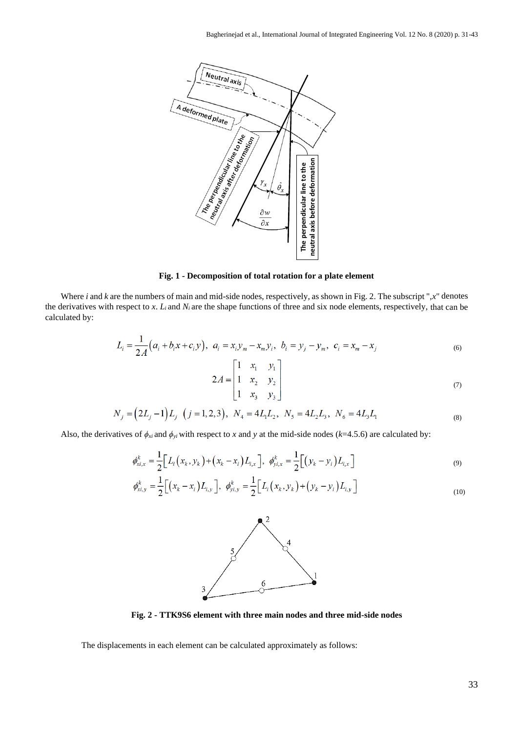**Fig. 1 - Decomposition of total rotation for a plate element**

Where $i$ and $k$ are the numbers of main and mid-side nodes, respectively, as shown in Fig. 2. The subscript ",$x$" denotes the derivatives with respect to $x$. $L_i$ and $N_i$ are the shape functions of three and six node elements, respectively, that can be calculated by:

$$L_i = \frac{1}{2A}\left(a_i + b_i x + c_i y\right),\ a_i = x_i y_m - x_m y_i,\ b_i = y_j - y_m,\ c_i = x_m - x_j \tag{6}$$

$$2A = \begin{bmatrix} 1 & x_1 & y_1 \\ 1 & x_2 & y_2 \\ 1 & x_3 & y_3 \end{bmatrix} \tag{7}$$

$$N_j = \left(2L_j - 1\right)L_j\ \ \left(j = 1,2,3\right),\ N_4 = 4L_1L_2,\ N_5 = 4L_2L_3,\ N_6 = 4L_3L_1 \tag{8}$$

Also, the derivatives of $\phi_{xi}$ and $\phi_{yi}$ with respect to $x$ and $y$ at the mid-side nodes ($k$=4.5.6) are calculated by:

$$\phi_{xi,x}^{k} = \frac{1}{2}\left[L_i\left(x_k, y_k\right) + \left(x_k - x_i\right)L_{i,x}\right],\ \phi_{yi,x}^{k} = \frac{1}{2}\left[\left(y_k - y_i\right)L_{i,x}\right] \tag{9}$$

$$\phi_{xi,y}^{k} = \frac{1}{2}\left[\left(x_k - x_i\right)L_{i,y}\right],\ \phi_{yi,y}^{k} = \frac{1}{2}\left[L_i\left(x_k, y_k\right) + \left(y_k - y_i\right)L_{i,y}\right] \tag{10}$$

**Fig. 2 - TTK9S6 element with three main nodes and three mid-side nodes**

The displacements in each element can be calculated approximately as follows: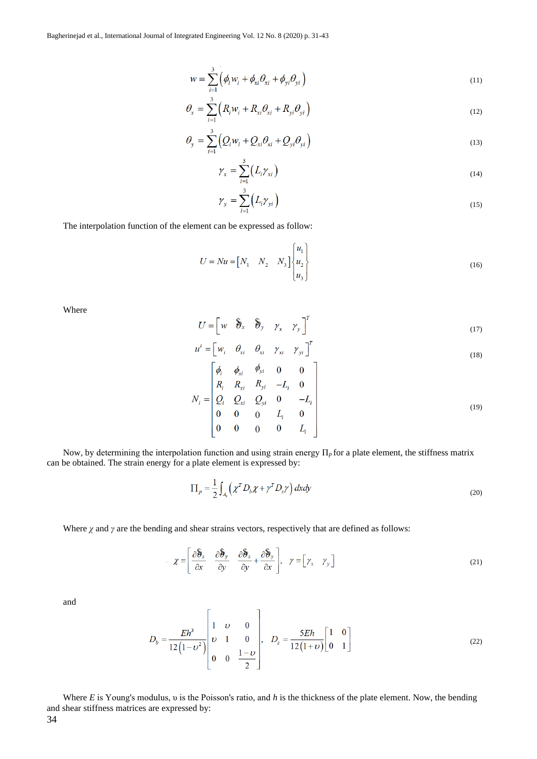$$w = \sum_{i=1}^{3} \left( \phi_i w_i + \phi_{xi} \theta_{xi} + \phi_{yi} \theta_{yi} \right) \tag{11}$$

$$\theta_x = \sum_{i=1}^{3} \left( R_i w_i + R_{xi} \theta_{xi} + R_{yi} \theta_{yi} \right) \tag{12}$$

$$\theta_y = \sum_{i=1}^{3} \left( Q_i w_i + Q_{xi} \theta_{xi} + Q_{yi} \theta_{yi} \right) \tag{13}$$

$$\gamma_x = \sum_{i=1}^{3} \left( L_i \gamma_{xi} \right) \tag{14}$$

$$\gamma_y = \sum_{i=1}^{3} \left( L_i \gamma_{yi} \right) \tag{15}$$

The interpolation function of the element can be expressed as follow:

$$U = Nu = \begin{bmatrix} N_1 & N_2 & N_3 \end{bmatrix} \begin{Bmatrix} u_1 \\ u_2 \\ u_3 \end{Bmatrix} \tag{16}$$

Where

$$U = \begin{bmatrix} w & \hat{\theta}_x & \hat{\theta}_y & \gamma_x & \gamma_y \end{bmatrix}^T \tag{17}$$

$$u^i = \begin{bmatrix} w_i & \theta_{xi} & \theta_{xi} & \gamma_{xi} & \gamma_{yi} \end{bmatrix}^T \tag{18}$$

$$N_i = \begin{bmatrix} \phi_i & \phi_{xi} & \phi_{yi} & 0 & 0 \\ R_i & R_{xi} & R_{yi} & -L_i & 0 \\ Q_i & Q_{xi} & Q_{yi} & 0 & -L_i \\ 0 & 0 & 0 & L_i & 0 \\ 0 & 0 & 0 & 0 & L_i \end{bmatrix} \tag{19}$$

Now, by determining the interpolation function and using strain energy $\Pi_p$ for a plate element, the stiffness matrix can be obtained. The strain energy for a plate element is expressed by:

$$\Pi_p = \frac{1}{2} \int_{A_e} \left( \chi^T D_b \chi + \gamma^T D_s \gamma \right) dxdy \tag{20}$$

Where $\chi$ and $\gamma$ are the bending and shear strains vectors, respectively that are defined as follows:

$$\chi = \begin{bmatrix} \dfrac{\partial \hat{\theta}_x}{\partial x} & \dfrac{\partial \hat{\theta}_y}{\partial y} & \dfrac{\partial \hat{\theta}_x}{\partial y} + \dfrac{\partial \hat{\theta}_y}{\partial x} \end{bmatrix}, \quad \gamma = \begin{bmatrix} \gamma_x & \gamma_y \end{bmatrix} \tag{21}$$

and

$$D_b = \frac{Eh^3}{12\left(1-\upsilon^2\right)} \begin{bmatrix} 1 & \upsilon & 0 \\ \upsilon & 1 & 0 \\ 0 & 0 & \dfrac{1-\upsilon}{2} \end{bmatrix}, \quad D_s = \frac{5Eh}{12\left(1+\upsilon\right)} \begin{bmatrix} 1 & 0 \\ 0 & 1 \end{bmatrix} \tag{22}$$

Where $E$ is Young's modulus, $\upsilon$ is the Poisson's ratio, and $h$ is the thickness of the plate element. Now, the bending and shear stiffness matrices are expressed by: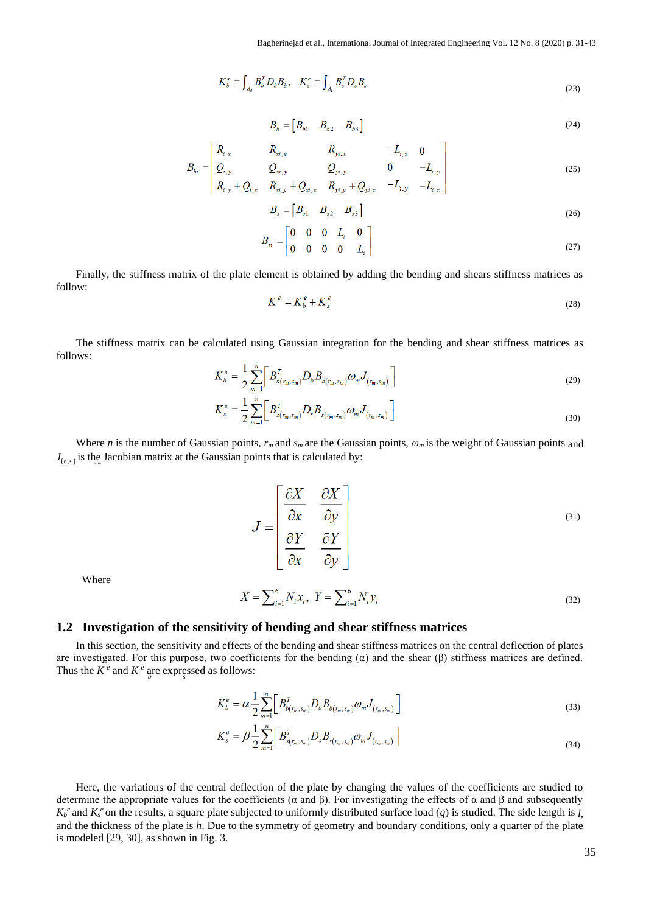$$K_b^e = \int_{A_e} B_b^T D_b B_b, \quad K_s^e = \int_{A_e} B_s^T D_s B_s \tag{23}$$

$$B_b = \begin{bmatrix} B_{b1} & B_{b2} & B_{b3} \end{bmatrix} \tag{24}$$

$$B_{bi} = \begin{bmatrix} R_{i,x} & R_{xi,x} & R_{yi,x} & -L_{i,x} & 0 \\ Q_{i,y} & Q_{xi,y} & Q_{yi,y} & 0 & -L_{i,y} \\ R_{i,y}+Q_{i,x} & R_{xi,y}+Q_{xi,x} & R_{yi,y}+Q_{yi,x} & -L_{i,y} & -L_{i,x} \end{bmatrix} \tag{25}$$

$$B_s = \begin{bmatrix} B_{s1} & B_{s2} & B_{s3} \end{bmatrix} \tag{26}$$

$$B_{si} = \begin{bmatrix} 0 & 0 & 0 & L_i & 0 \\ 0 & 0 & 0 & 0 & L_i \end{bmatrix} \tag{27}$$

Finally, the stiffness matrix of the plate element is obtained by adding the bending and shears stiffness matrices as follow:

$$K^e = K_b^e + K_s^e \tag{28}$$

The stiffness matrix can be calculated using Gaussian integration for the bending and shear stiffness matrices as follows:

$$K_b^e = \frac{1}{2}\sum_{m=1}^{n}\left[ B_{b(r_m,s_m)}^T D_b B_{b(r_m,s_m)} \omega_m J_{(r_m,s_m)} \right] \tag{29}$$

$$K_s^e = \frac{1}{2}\sum_{m=1}^{n}\left[ B_{s(r_m,s_m)}^T D_s B_{s(r_m,s_m)} \omega_m J_{(r_m,s_m)} \right] \tag{30}$$

Where $n$ is the number of Gaussian points, $r_m$ and $s_m$ are the Gaussian points, $\omega_m$ is the weight of Gaussian points and $J_{(r_m,s_m)}$ is the Jacobian matrix at the Gaussian points that is calculated by:

$$J = \begin{bmatrix} \dfrac{\partial X}{\partial x} & \dfrac{\partial X}{\partial y} \\ \dfrac{\partial Y}{\partial x} & \dfrac{\partial Y}{\partial y} \end{bmatrix} \tag{31}$$

Where

$$X = \sum_{i=1}^{6} N_i x_i, \quad Y = \sum_{i=1}^{6} N_i y_i \tag{32}$$

## 1.2 Investigation of the sensitivity of bending and shear stiffness matrices

In this section, the sensitivity and effects of the bending and shear stiffness matrices on the central deflection of plates are investigated. For this purpose, two coefficients for the bending (α) and the shear (β) stiffness matrices are defined. Thus the $K_b^e$ and $K_s^e$ are expressed as follows:

$$K_b^e = \alpha \frac{1}{2}\sum_{m=1}^{n}\left[ B_{b(r_m,s_m)}^T D_b B_{b(r_m,s_m)} \omega_m J_{(r_m,s_m)} \right] \tag{33}$$

$$K_s^e = \beta \frac{1}{2}\sum_{m=1}^{n}\left[ B_{s(r_m,s_m)}^T D_s B_{s(r_m,s_m)} \omega_m J_{(r_m,s_m)} \right] \tag{34}$$

Here, the variations of the central deflection of the plate by changing the values of the coefficients are studied to determine the appropriate values for the coefficients (α and β). For investigating the effects of α and β and subsequently $K_b^e$ and $K_s^e$ on the results, a square plate subjected to uniformly distributed surface load ($q$) is studied. The side length is $l$, and the thickness of the plate is $h$. Due to the symmetry of geometry and boundary conditions, only a quarter of the plate is modeled [29, 30], as shown in Fig. 3.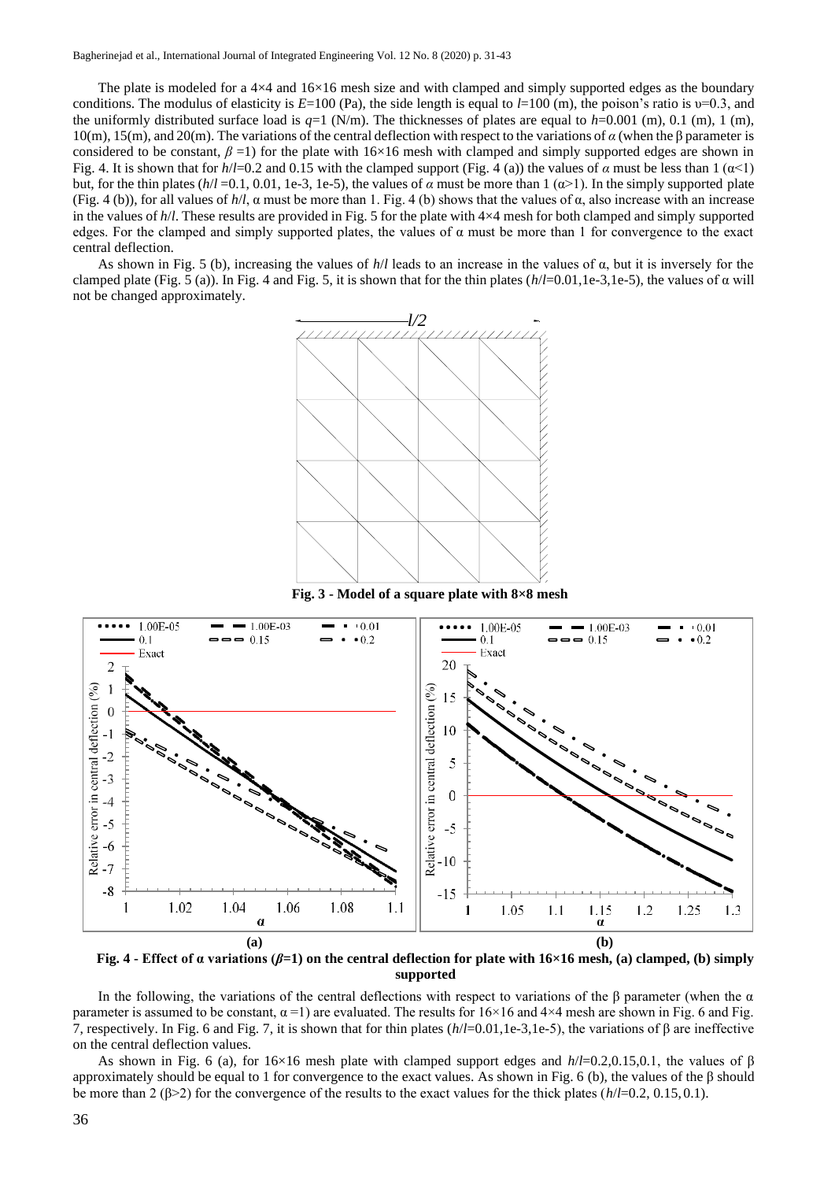The plate is modeled for a 4×4 and 16×16 mesh size and with clamped and simply supported edges as the boundary conditions. The modulus of elasticity is $E$=100 (Pa), the side length is equal to $l$=100 (m), the poison's ratio is $\upsilon$=0.3, and the uniformly distributed surface load is $q$=1 (N/m). The thicknesses of plates are equal to $h$=0.001 (m), 0.01 (m), 1 (m), 10(m), 15(m), and 20(m). The variations of the central deflection with respect to the variations of $\alpha$ (when the β parameter is considered to be constant, $\beta$ =1) for the plate with 16×16 mesh with clamped and simply supported edges are shown in Fig. 4. It is shown that for $h/l$=0.2 and 0.15 with the clamped support (Fig. 4 (a)) the values of $\alpha$ must be less than 1 ($\alpha$<1) but, for the thin plates ($h/l$ =0.1, 0.01, 1e-3, 1e-5), the values of $\alpha$ must be more than 1 ($\alpha$>1). In the simply supported plate (Fig. 4 (b)), for all values of $h/l$, α must be more than 1. Fig. 4 (b) shows that the values of α, also increase with an increase in the values of $h/l$. These results are provided in Fig. 5 for the plate with 4×4 mesh for both clamped and simply supported edges. For the clamped and simply supported plates, the values of α must be more than 1 for convergence to the exact central deflection.

As shown in Fig. 5 (b), increasing the values of $h/l$ leads to an increase in the values of α, but it is inversely for the clamped plate (Fig. 5 (a)). In Fig. 4 and Fig. 5, it is shown that for the thin plates ($h/l$=0.01,1e-3,1e-5), the values of α will not be changed approximately.

**Fig. 3 - Model of a square plate with 8×8 mesh**

**Fig. 4 - Effect of α variations ($\beta$=1) on the central deflection for plate with 16×16 mesh, (a) clamped, (b) simply supported**

In the following, the variations of the central deflections with respect to variations of the β parameter (when the α parameter is assumed to be constant, α =1) are evaluated. The results for 16×16 and 4×4 mesh are shown in Fig. 6 and Fig. 7, respectively. In Fig. 6 and Fig. 7, it is shown that for thin plates ($h/l$=0.01,1e-3,1e-5), the variations of β are ineffective on the central deflection values.

As shown in Fig. 6 (a), for 16×16 mesh plate with clamped support edges and $h/l$=0.2,0.15,0.1, the values of β approximately should be equal to 1 for convergence to the exact values. As shown in Fig. 6 (b), the values of the β should be more than 2 (β>2) for the convergence of the results to the exact values for the thick plates ($h/l$=0.2, 0.15, 0.1).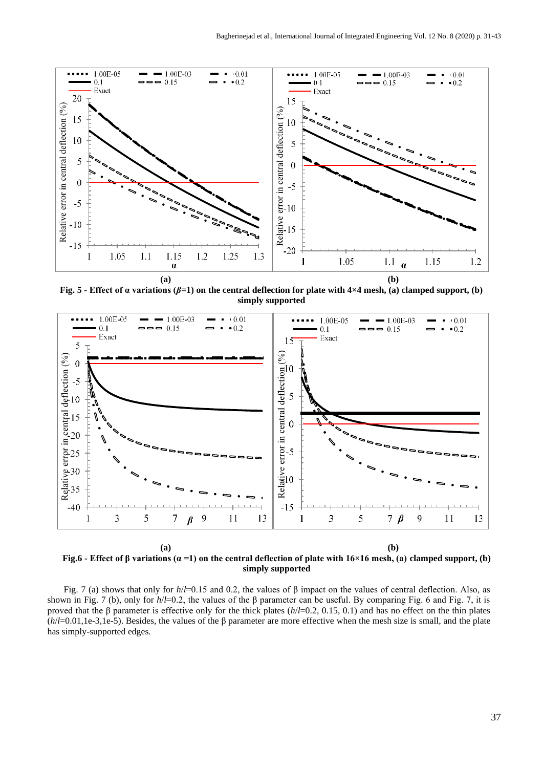**(a)** **(b)**

**Fig. 5 - Effect of α variations (*β*=1) on the central deflection for plate with 4×4 mesh, (a) clamped support, (b) simply supported**

**(a)** **(b)**

**Fig.6 - Effect of β variations (α =1) on the central deflection of plate with 16×16 mesh, (a) clamped support, (b) simply supported**

Fig. 7 (a) shows that only for *h*/*l*=0.15 and 0.2, the values of β impact on the values of central deflection. Also, as shown in Fig. 7 (b), only for *h*/*l*=0.2, the values of the β parameter can be useful. By comparing Fig. 6 and Fig. 7, it is proved that the β parameter is effective only for the thick plates (*h*/*l*=0.2, 0.15, 0.1) and has no effect on the thin plates (*h*/*l*=0.01,1e-3,1e-5). Besides, the values of the β parameter are more effective when the mesh size is small, and the plate has simply-supported edges.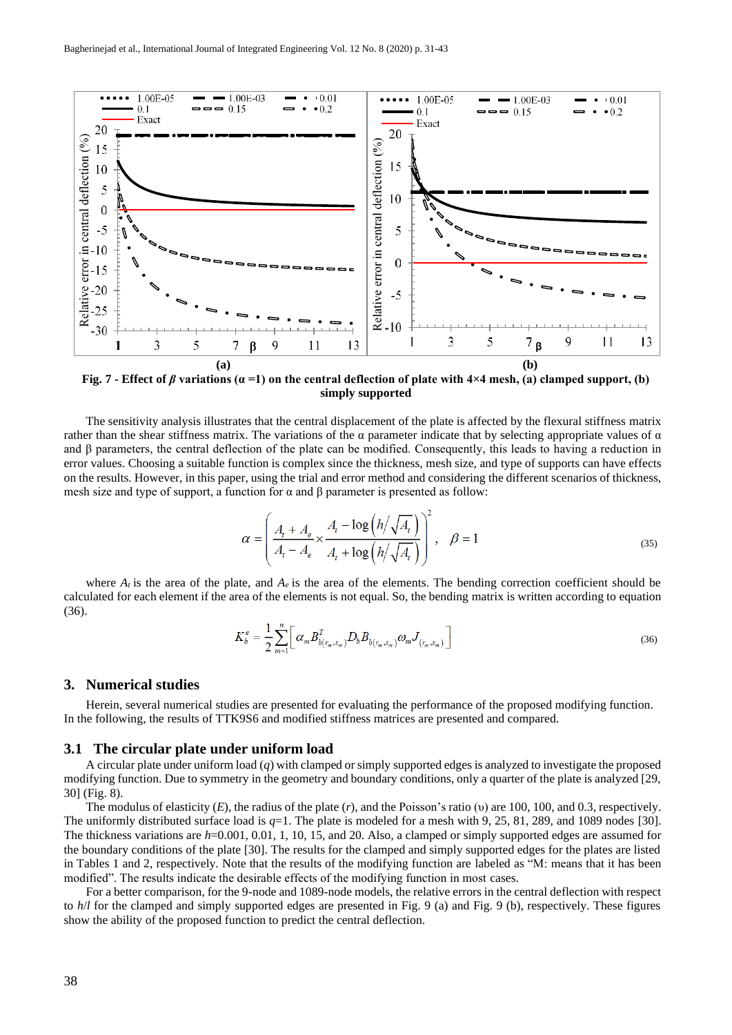Fig. 7 - Effect of $\beta$ variations ($\alpha$ =1) on the central deflection of plate with 4×4 mesh, (a) clamped support, (b) simply supported

The sensitivity analysis illustrates that the central displacement of the plate is affected by the flexural stiffness matrix rather than the shear stiffness matrix. The variations of the α parameter indicate that by selecting appropriate values of α and β parameters, the central deflection of the plate can be modified. Consequently, this leads to having a reduction in error values. Choosing a suitable function is complex since the thickness, mesh size, and type of supports can have effects on the results. However, in this paper, using the trial and error method and considering the different scenarios of thickness, mesh size and type of support, a function for α and β parameter is presented as follow:

$$\alpha = \left( \frac{A_t + A_e}{A_t - A_e} \times \frac{A_t - \log\left(h/\sqrt{A_t}\right)}{A_t + \log\left(h/\sqrt{A_t}\right)} \right)^2, \quad \beta = 1 \tag{35}$$

where $A_t$ is the area of the plate, and $A_e$ is the area of the elements. The bending correction coefficient should be calculated for each element if the area of the elements is not equal. So, the bending matrix is written according to equation (36).

$$K_b^e = \frac{1}{2}\sum_{m=1}^{n}\left[ \alpha_m B_{b(r_m,s_m)}^T D_b B_{b(r_m,s_m)} \omega_m J_{(r_m,s_m)} \right] \tag{36}$$

## 3. Numerical studies

Herein, several numerical studies are presented for evaluating the performance of the proposed modifying function. In the following, the results of TTK9S6 and modified stiffness matrices are presented and compared.

### 3.1 The circular plate under uniform load

A circular plate under uniform load ($q$) with clamped or simply supported edges is analyzed to investigate the proposed modifying function. Due to symmetry in the geometry and boundary conditions, only a quarter of the plate is analyzed [29, 30] (Fig. 8).

The modulus of elasticity ($E$), the radius of the plate ($r$), and the Poisson's ratio (υ) are 100, 100, and 0.3, respectively. The uniformly distributed surface load is $q$=1. The plate is modeled for a mesh with 9, 25, 81, 289, and 1089 nodes [30]. The thickness variations are $h$=0.001, 0.01, 1, 10, 15, and 20. Also, a clamped or simply supported edges are assumed for the boundary conditions of the plate [30]. The results for the clamped and simply supported edges for the plates are listed in Tables 1 and 2, respectively. Note that the results of the modifying function are labeled as "M: means that it has been modified". The results indicate the desirable effects of the modifying function in most cases.

For a better comparison, for the 9-node and 1089-node models, the relative errors in the central deflection with respect to $h/l$ for the clamped and simply supported edges are presented in Fig. 9 (a) and Fig. 9 (b), respectively. These figures show the ability of the proposed function to predict the central deflection.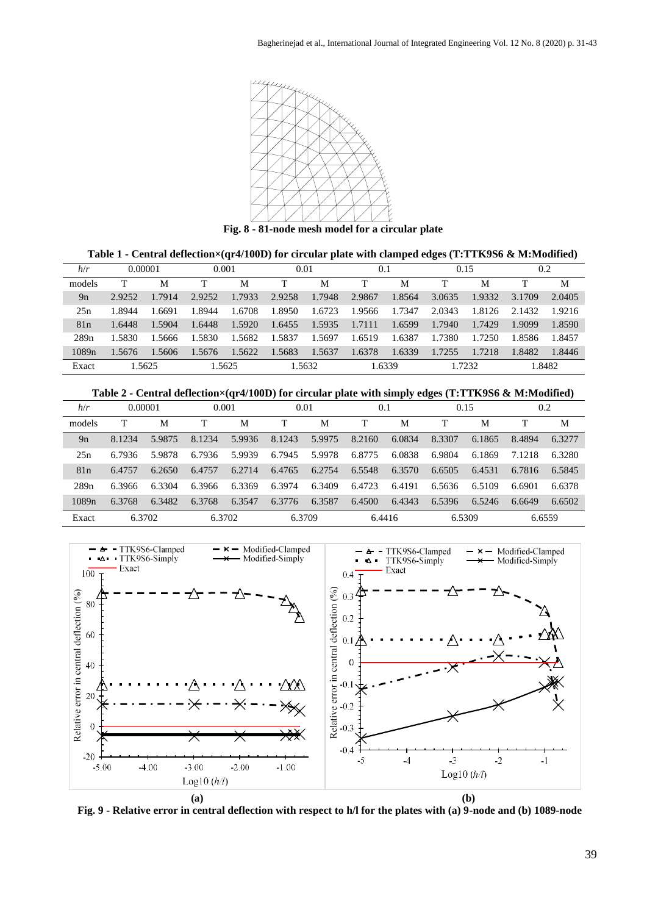**Fig. 8 - 81-node mesh model for a circular plate**

**Table 1 - Central deflection×(qr4/100D) for circular plate with clamped edges (T:TTK9S6 & M:Modified)**

| $h/r$ | 0.00001 | | 0.001 | | 0.01 | | 0.1 | | 0.15 | | 0.2 | |
|---|---|---|---|---|---|---|---|---|---|---|---|---|
| models | T | M | T | M | T | M | T | M | T | M | T | M |
| 9n | 2.9252 | 1.7914 | 2.9252 | 1.7933 | 2.9258 | 1.7948 | 2.9867 | 1.8564 | 3.0635 | 1.9332 | 3.1709 | 2.0405 |
| 25n | 1.8944 | 1.6691 | 1.8944 | 1.6708 | 1.8950 | 1.6723 | 1.9566 | 1.7347 | 2.0343 | 1.8126 | 2.1432 | 1.9216 |
| 81n | 1.6448 | 1.5904 | 1.6448 | 1.5920 | 1.6455 | 1.5935 | 1.7111 | 1.6599 | 1.7940 | 1.7429 | 1.9099 | 1.8590 |
| 289n | 1.5830 | 1.5666 | 1.5830 | 1.5682 | 1.5837 | 1.5697 | 1.6519 | 1.6387 | 1.7380 | 1.7250 | 1.8586 | 1.8457 |
| 1089n | 1.5676 | 1.5606 | 1.5676 | 1.5622 | 1.5683 | 1.5637 | 1.6378 | 1.6339 | 1.7255 | 1.7218 | 1.8482 | 1.8446 |
| Exact | 1.5625 | | 1.5625 | | 1.5632 | | 1.6339 | | 1.7232 | | 1.8482 | |

**Table 2 - Central deflection×(qr4/100D) for circular plate with simply edges (T:TTK9S6 & M:Modified)**

| $h/r$ | 0.00001 | | 0.001 | | 0.01 | | 0.1 | | 0.15 | | 0.2 | |
|---|---|---|---|---|---|---|---|---|---|---|---|---|
| models | T | M | T | M | T | M | T | M | T | M | T | M |
| 9n | 8.1234 | 5.9875 | 8.1234 | 5.9936 | 8.1243 | 5.9975 | 8.2160 | 6.0834 | 8.3307 | 6.1865 | 8.4894 | 6.3277 |
| 25n | 6.7936 | 5.9878 | 6.7936 | 5.9939 | 6.7945 | 5.9978 | 6.8775 | 6.0838 | 6.9804 | 6.1869 | 7.1218 | 6.3280 |
| 81n | 6.4757 | 6.2650 | 6.4757 | 6.2714 | 6.4765 | 6.2754 | 6.5548 | 6.3570 | 6.6505 | 6.4531 | 6.7816 | 6.5845 |
| 289n | 6.3966 | 6.3304 | 6.3966 | 6.3369 | 6.3974 | 6.3409 | 6.4723 | 6.4191 | 6.5636 | 6.5109 | 6.6901 | 6.6378 |
| 1089n | 6.3768 | 6.3482 | 6.3768 | 6.3547 | 6.3776 | 6.3587 | 6.4500 | 6.4343 | 6.5396 | 6.5246 | 6.6649 | 6.6502 |
| Exact | 6.3702 | | 6.3702 | | 6.3709 | | 6.4416 | | 6.5309 | | 6.6559 | |

**Fig. 9 - Relative error in central deflection with respect to h/l for the plates with (a) 9-node and (b) 1089-node**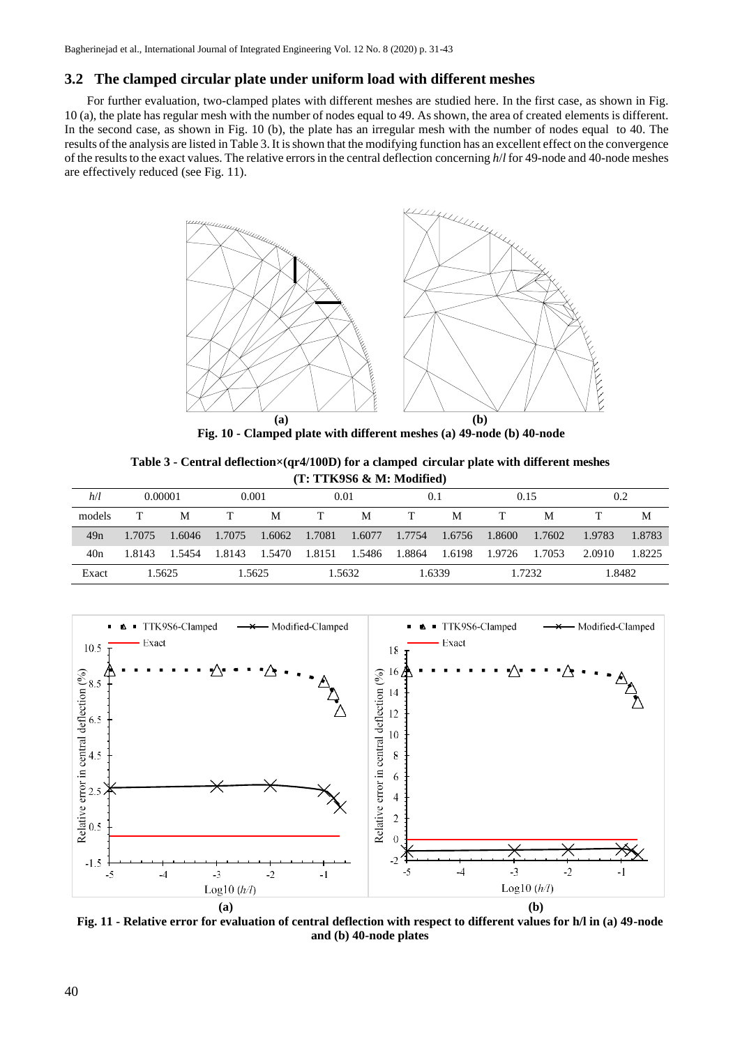## 3.2 The clamped circular plate under uniform load with different meshes

For further evaluation, two-clamped plates with different meshes are studied here. In the first case, as shown in Fig. 10 (a), the plate has regular mesh with the number of nodes equal to 49. As shown, the area of created elements is different. In the second case, as shown in Fig. 10 (b), the plate has an irregular mesh with the number of nodes equal to 40. The results of the analysis are listed in Table 3. It is shown that the modifying function has an excellent effect on the convergence of the results to the exact values. The relative errors in the central deflection concerning $h/l$ for 49-node and 40-node meshes are effectively reduced (see Fig. 11).

**Fig. 10 - Clamped plate with different meshes (a) 49-node (b) 40-node**

**Table 3 - Central deflection×(qr4/100D) for a clamped circular plate with different meshes (T: TTK9S6 & M: Modified)**

| $h/l$ | 0.00001 | | 0.001 | | 0.01 | | 0.1 | | 0.15 | | 0.2 | |
|---|---|---|---|---|---|---|---|---|---|---|---|---|
| models | T | M | T | M | T | M | T | M | T | M | T | M |
| 49n | 1.7075 | 1.6046 | 1.7075 | 1.6062 | 1.7081 | 1.6077 | 1.7754 | 1.6756 | 1.8600 | 1.7602 | 1.9783 | 1.8783 |
| 40n | 1.8143 | 1.5454 | 1.8143 | 1.5470 | 1.8151 | 1.5486 | 1.8864 | 1.6198 | 1.9726 | 1.7053 | 2.0910 | 1.8225 |
| Exact | 1.5625 | | 1.5625 | | 1.5632 | | 1.6339 | | 1.7232 | | 1.8482 | |

**Fig. 11 - Relative error for evaluation of central deflection with respect to different values for h/l in (a) 49-node and (b) 40-node plates**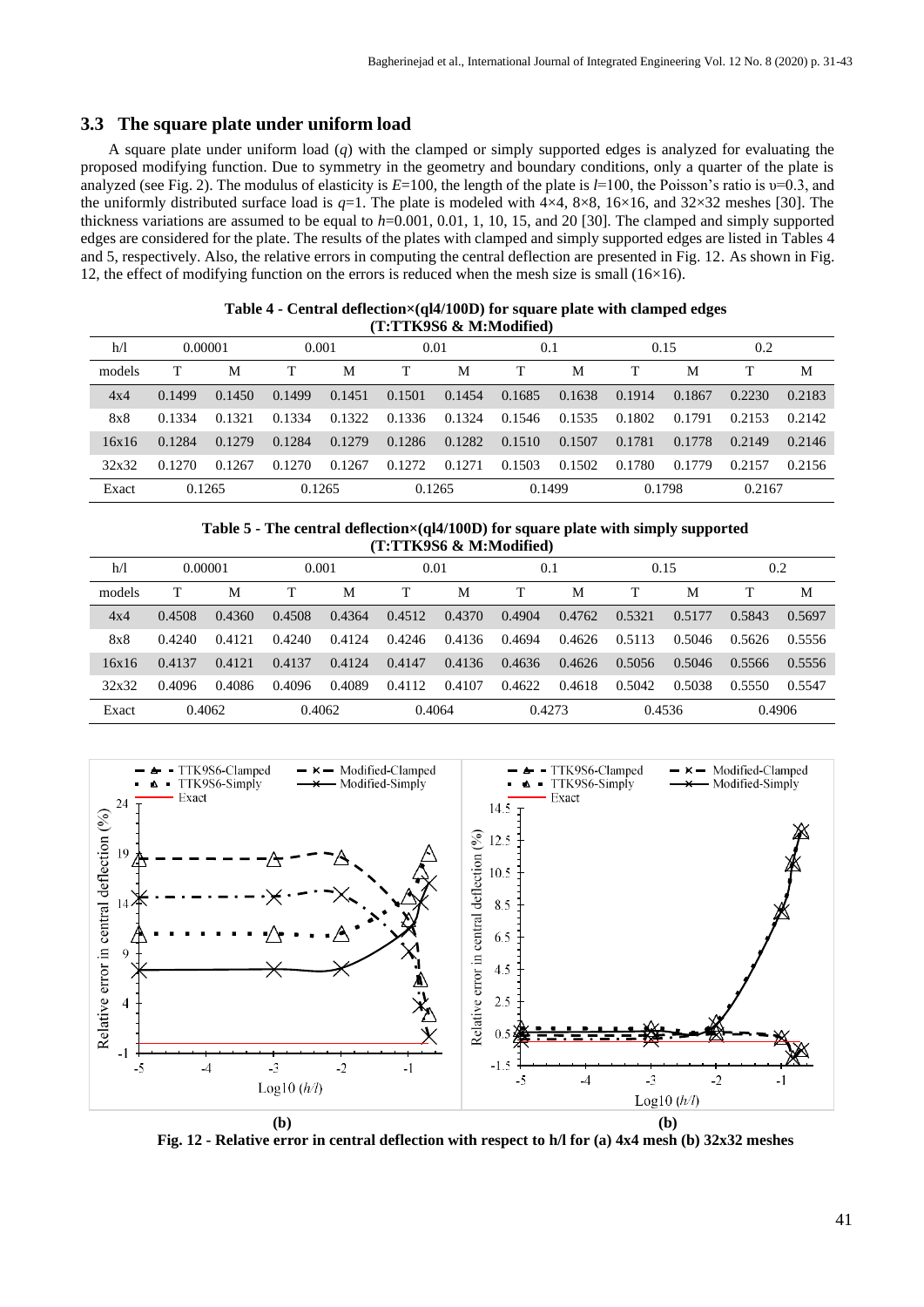### 3.3 The square plate under uniform load

A square plate under uniform load ($q$) with the clamped or simply supported edges is analyzed for evaluating the proposed modifying function. Due to symmetry in the geometry and boundary conditions, only a quarter of the plate is analyzed (see Fig. 2). The modulus of elasticity is $E$=100, the length of the plate is $l$=100, the Poisson's ratio is $\upsilon$=0.3, and the uniformly distributed surface load is $q$=1. The plate is modeled with 4×4, 8×8, 16×16, and 32×32 meshes [30]. The thickness variations are assumed to be equal to $h$=0.001, 0.01, 1, 10, 15, and 20 [30]. The clamped and simply supported edges are considered for the plate. The results of the plates with clamped and simply supported edges are listed in Tables 4 and 5, respectively. Also, the relative errors in computing the central deflection are presented in Fig. 12. As shown in Fig. 12, the effect of modifying function on the errors is reduced when the mesh size is small (16×16).

**Table 4 - Central deflection×(ql4/100D) for square plate with clamped edges (T:TTK9S6 & M:Modified)**

| h/l | 0.00001 | | 0.001 | | 0.01 | | 0.1 | | 0.15 | | 0.2 | |
|---|---|---|---|---|---|---|---|---|---|---|---|---|
| models | T | M | T | M | T | M | T | M | T | M | T | M |
| 4x4 | 0.1499 | 0.1450 | 0.1499 | 0.1451 | 0.1501 | 0.1454 | 0.1685 | 0.1638 | 0.1914 | 0.1867 | 0.2230 | 0.2183 |
| 8x8 | 0.1334 | 0.1321 | 0.1334 | 0.1322 | 0.1336 | 0.1324 | 0.1546 | 0.1535 | 0.1802 | 0.1791 | 0.2153 | 0.2142 |
| 16x16 | 0.1284 | 0.1279 | 0.1284 | 0.1279 | 0.1286 | 0.1282 | 0.1510 | 0.1507 | 0.1781 | 0.1778 | 0.2149 | 0.2146 |
| 32x32 | 0.1270 | 0.1267 | 0.1270 | 0.1267 | 0.1272 | 0.1271 | 0.1503 | 0.1502 | 0.1780 | 0.1779 | 0.2157 | 0.2156 |
| Exact | 0.1265 | | 0.1265 | | 0.1265 | | 0.1499 | | 0.1798 | | 0.2167 | |

**Table 5 - The central deflection×(ql4/100D) for square plate with simply supported (T:TTK9S6 & M:Modified)**

| h/l | 0.00001 | | 0.001 | | 0.01 | | 0.1 | | 0.15 | | 0.2 | |
|---|---|---|---|---|---|---|---|---|---|---|---|---|
| models | T | M | T | M | T | M | T | M | T | M | T | M |
| 4x4 | 0.4508 | 0.4360 | 0.4508 | 0.4364 | 0.4512 | 0.4370 | 0.4904 | 0.4762 | 0.5321 | 0.5177 | 0.5843 | 0.5697 |
| 8x8 | 0.4240 | 0.4121 | 0.4240 | 0.4124 | 0.4246 | 0.4136 | 0.4694 | 0.4626 | 0.5113 | 0.5046 | 0.5626 | 0.5556 |
| 16x16 | 0.4137 | 0.4121 | 0.4137 | 0.4124 | 0.4147 | 0.4136 | 0.4636 | 0.4626 | 0.5056 | 0.5046 | 0.5566 | 0.5556 |
| 32x32 | 0.4096 | 0.4086 | 0.4096 | 0.4089 | 0.4112 | 0.4107 | 0.4622 | 0.4618 | 0.5042 | 0.5038 | 0.5550 | 0.5547 |
| Exact | 0.4062 | | 0.4062 | | 0.4064 | | 0.4273 | | 0.4536 | | 0.4906 | |

**(b)** **(b)**

**Fig. 12 - Relative error in central deflection with respect to h/l for (a) 4x4 mesh (b) 32x32 meshes**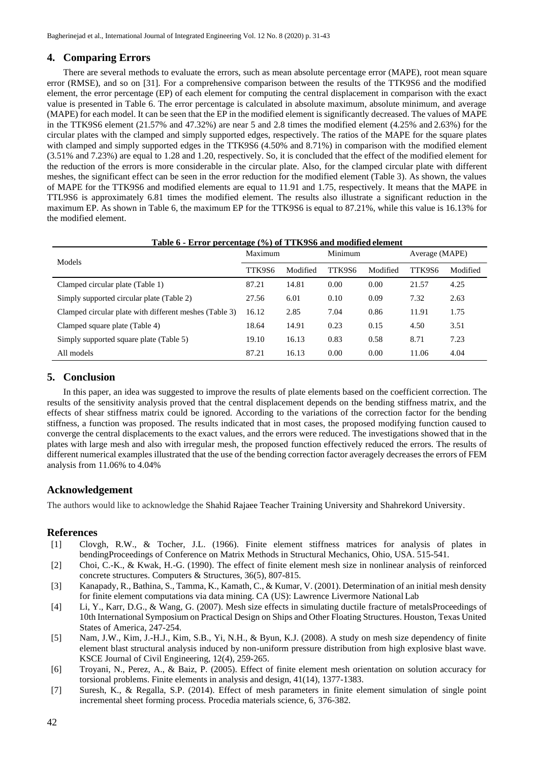## 4. Comparing Errors

There are several methods to evaluate the errors, such as mean absolute percentage error (MAPE), root mean square error (RMSE), and so on [31]. For a comprehensive comparison between the results of the TTK9S6 and the modified element, the error percentage (EP) of each element for computing the central displacement in comparison with the exact value is presented in Table 6. The error percentage is calculated in absolute maximum, absolute minimum, and average (MAPE) for each model. It can be seen that the EP in the modified element is significantly decreased. The values of MAPE in the TTK9S6 element (21.57% and 47.32%) are near 5 and 2.8 times the modified element (4.25% and 2.63%) for the circular plates with the clamped and simply supported edges, respectively. The ratios of the MAPE for the square plates with clamped and simply supported edges in the TTK9S6 (4.50% and 8.71%) in comparison with the modified element (3.51% and 7.23%) are equal to 1.28 and 1.20, respectively. So, it is concluded that the effect of the modified element for the reduction of the errors is more considerable in the circular plate. Also, for the clamped circular plate with different meshes, the significant effect can be seen in the error reduction for the modified element (Table 3). As shown, the values of MAPE for the TTK9S6 and modified elements are equal to 11.91 and 1.75, respectively. It means that the MAPE in TTL9S6 is approximately 6.81 times the modified element. The results also illustrate a significant reduction in the maximum EP. As shown in Table 6, the maximum EP for the TTK9S6 is equal to 87.21%, while this value is 16.13% for the modified element.

**Table 6 - Error percentage (%) of TTK9S6 and modified element**

| Models | Maximum | | Minimum | | Average (MAPE) | |
|---|---|---|---|---|---|---|
| | TTK9S6 | Modified | TTK9S6 | Modified | TTK9S6 | Modified |
| Clamped circular plate (Table 1) | 87.21 | 14.81 | 0.00 | 0.00 | 21.57 | 4.25 |
| Simply supported circular plate (Table 2) | 27.56 | 6.01 | 0.10 | 0.09 | 7.32 | 2.63 |
| Clamped circular plate with different meshes (Table 3) | 16.12 | 2.85 | 7.04 | 0.86 | 11.91 | 1.75 |
| Clamped square plate (Table 4) | 18.64 | 14.91 | 0.23 | 0.15 | 4.50 | 3.51 |
| Simply supported square plate (Table 5) | 19.10 | 16.13 | 0.83 | 0.58 | 8.71 | 7.23 |
| All models | 87.21 | 16.13 | 0.00 | 0.00 | 11.06 | 4.04 |

## 5. Conclusion

In this paper, an idea was suggested to improve the results of plate elements based on the coefficient correction. The results of the sensitivity analysis proved that the central displacement depends on the bending stiffness matrix, and the effects of shear stiffness matrix could be ignored. According to the variations of the correction factor for the bending stiffness, a function was proposed. The results indicated that in most cases, the proposed modifying function caused to converge the central displacements to the exact values, and the errors were reduced. The investigations showed that in the plates with large mesh and also with irregular mesh, the proposed function effectively reduced the errors. The results of different numerical examples illustrated that the use of the bending correction factor averagely decreases the errors of FEM analysis from 11.06% to 4.04%

## Acknowledgement

The authors would like to acknowledge the Shahid Rajaee Teacher Training University and Shahrekord University.

## References

[1] Clovgh, R.W., & Tocher, J.L. (1966). Finite element stiffness matrices for analysis of plates in bendingProceedings of Conference on Matrix Methods in Structural Mechanics, Ohio, USA. 515-541.

[2] Choi, C.-K., & Kwak, H.-G. (1990). The effect of finite element mesh size in nonlinear analysis of reinforced concrete structures. Computers & Structures, 36(5), 807-815.

[3] Kanapady, R., Bathina, S., Tamma, K., Kamath, C., & Kumar, V. (2001). Determination of an initial mesh density for finite element computations via data mining. CA (US): Lawrence Livermore National Lab

[4] Li, Y., Karr, D.G., & Wang, G. (2007). Mesh size effects in simulating ductile fracture of metalsProceedings of 10th International Symposium on Practical Design on Ships and Other Floating Structures. Houston, Texas United States of America, 247-254.

[5] Nam, J.W., Kim, J.-H.J., Kim, S.B., Yi, N.H., & Byun, K.J. (2008). A study on mesh size dependency of finite element blast structural analysis induced by non-uniform pressure distribution from high explosive blast wave. KSCE Journal of Civil Engineering, 12(4), 259-265.

[6] Troyani, N., Perez, A., & Baiz, P. (2005). Effect of finite element mesh orientation on solution accuracy for torsional problems. Finite elements in analysis and design, 41(14), 1377-1383.

[7] Suresh, K., & Regalla, S.P. (2014). Effect of mesh parameters in finite element simulation of single point incremental sheet forming process. Procedia materials science, 6, 376-382.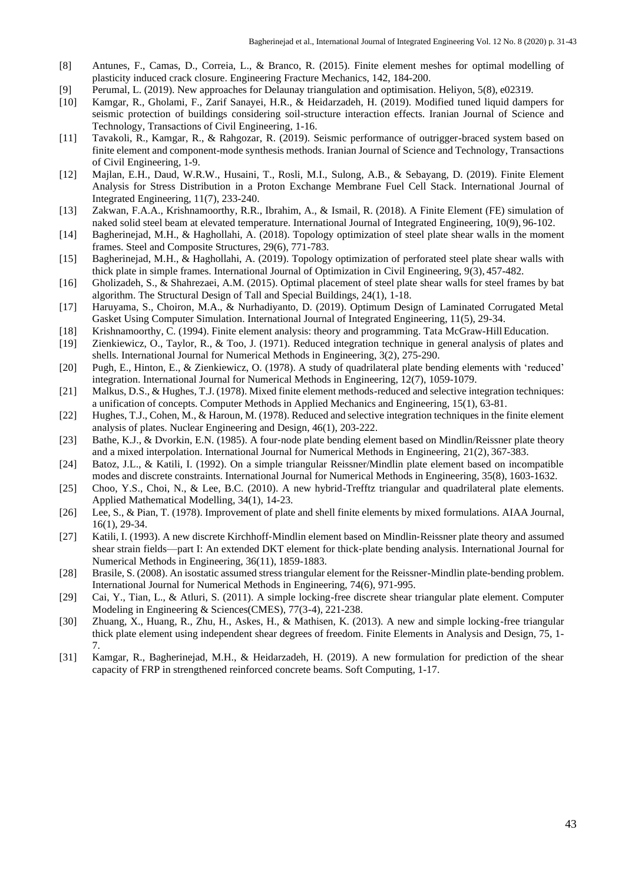[8] Antunes, F., Camas, D., Correia, L., & Branco, R. (2015). Finite element meshes for optimal modelling of plasticity induced crack closure. Engineering Fracture Mechanics, 142, 184-200.

[9] Perumal, L. (2019). New approaches for Delaunay triangulation and optimisation. Heliyon, 5(8), e02319.

[10] Kamgar, R., Gholami, F., Zarif Sanayei, H.R., & Heidarzadeh, H. (2019). Modified tuned liquid dampers for seismic protection of buildings considering soil-structure interaction effects. Iranian Journal of Science and Technology, Transactions of Civil Engineering, 1-16.

[11] Tavakoli, R., Kamgar, R., & Rahgozar, R. (2019). Seismic performance of outrigger-braced system based on finite element and component-mode synthesis methods. Iranian Journal of Science and Technology, Transactions of Civil Engineering, 1-9.

[12] Majlan, E.H., Daud, W.R.W., Husaini, T., Rosli, M.I., Sulong, A.B., & Sebayang, D. (2019). Finite Element Analysis for Stress Distribution in a Proton Exchange Membrane Fuel Cell Stack. International Journal of Integrated Engineering, 11(7), 233-240.

[13] Zakwan, F.A.A., Krishnamoorthy, R.R., Ibrahim, A., & Ismail, R. (2018). A Finite Element (FE) simulation of naked solid steel beam at elevated temperature. International Journal of Integrated Engineering, 10(9), 96-102.

[14] Bagherinejad, M.H., & Haghollahi, A. (2018). Topology optimization of steel plate shear walls in the moment frames. Steel and Composite Structures, 29(6), 771-783.

[15] Bagherinejad, M.H., & Haghollahi, A. (2019). Topology optimization of perforated steel plate shear walls with thick plate in simple frames. International Journal of Optimization in Civil Engineering, 9(3), 457-482.

[16] Gholizadeh, S., & Shahrezaei, A.M. (2015). Optimal placement of steel plate shear walls for steel frames by bat algorithm. The Structural Design of Tall and Special Buildings, 24(1), 1-18.

[17] Haruyama, S., Choiron, M.A., & Nurhadiyanto, D. (2019). Optimum Design of Laminated Corrugated Metal Gasket Using Computer Simulation. International Journal of Integrated Engineering, 11(5), 29-34.

[18] Krishnamoorthy, C. (1994). Finite element analysis: theory and programming. Tata McGraw-Hill Education.

[19] Zienkiewicz, O., Taylor, R., & Too, J. (1971). Reduced integration technique in general analysis of plates and shells. International Journal for Numerical Methods in Engineering, 3(2), 275-290.

[20] Pugh, E., Hinton, E., & Zienkiewicz, O. (1978). A study of quadrilateral plate bending elements with 'reduced' integration. International Journal for Numerical Methods in Engineering, 12(7), 1059-1079.

[21] Malkus, D.S., & Hughes, T.J. (1978). Mixed finite element methods-reduced and selective integration techniques: a unification of concepts. Computer Methods in Applied Mechanics and Engineering, 15(1), 63-81.

[22] Hughes, T.J., Cohen, M., & Haroun, M. (1978). Reduced and selective integration techniques in the finite element analysis of plates. Nuclear Engineering and Design, 46(1), 203-222.

[23] Bathe, K.J., & Dvorkin, E.N. (1985). A four-node plate bending element based on Mindlin/Reissner plate theory and a mixed interpolation. International Journal for Numerical Methods in Engineering, 21(2), 367-383.

[24] Batoz, J.L., & Katili, I. (1992). On a simple triangular Reissner/Mindlin plate element based on incompatible modes and discrete constraints. International Journal for Numerical Methods in Engineering, 35(8), 1603-1632.

[25] Choo, Y.S., Choi, N., & Lee, B.C. (2010). A new hybrid-Trefftz triangular and quadrilateral plate elements. Applied Mathematical Modelling, 34(1), 14-23.

[26] Lee, S., & Pian, T. (1978). Improvement of plate and shell finite elements by mixed formulations. AIAA Journal, 16(1), 29-34.

[27] Katili, I. (1993). A new discrete Kirchhoff-Mindlin element based on Mindlin-Reissner plate theory and assumed shear strain fields—part I: An extended DKT element for thick-plate bending analysis. International Journal for Numerical Methods in Engineering, 36(11), 1859-1883.

[28] Brasile, S. (2008). An isostatic assumed stress triangular element for the Reissner-Mindlin plate-bending problem. International Journal for Numerical Methods in Engineering, 74(6), 971-995.

[29] Cai, Y., Tian, L., & Atluri, S. (2011). A simple locking-free discrete shear triangular plate element. Computer Modeling in Engineering & Sciences(CMES), 77(3-4), 221-238.

[30] Zhuang, X., Huang, R., Zhu, H., Askes, H., & Mathisen, K. (2013). A new and simple locking-free triangular thick plate element using independent shear degrees of freedom. Finite Elements in Analysis and Design, 75, 1-7.

[31] Kamgar, R., Bagherinejad, M.H., & Heidarzadeh, H. (2019). A new formulation for prediction of the shear capacity of FRP in strengthened reinforced concrete beams. Soft Computing, 1-17.